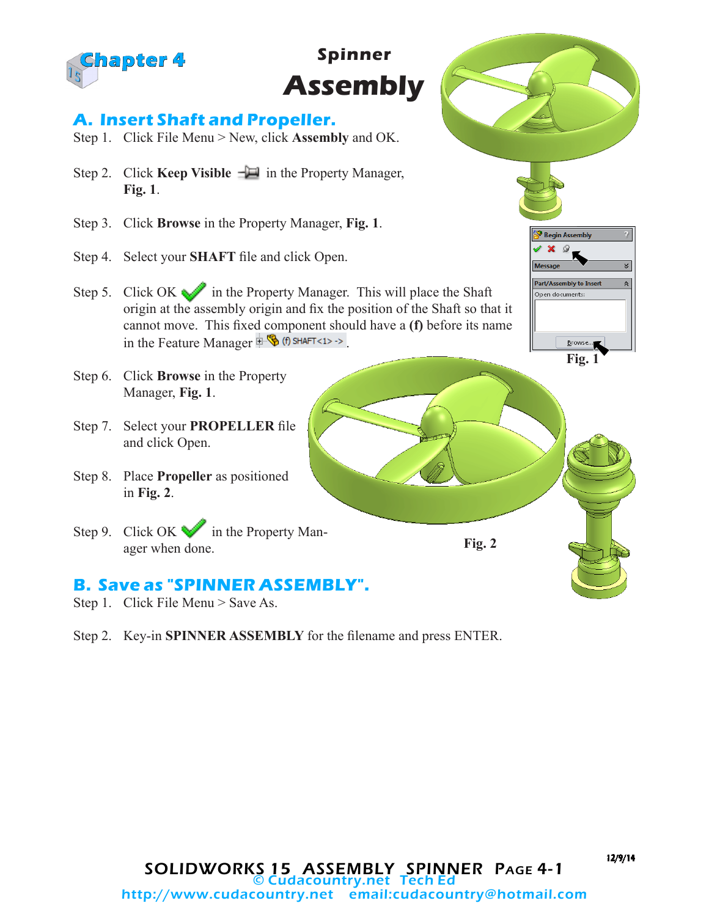# Chapter 4

## Spinner Assembly

### A. Insert Shaft and Propeller.

Step 1. Click File Menu > New, click **Assembly** and OK.

Step 2. Click **Keep Visible** in the Property Manager, **Fig. 1**.

Step 3. Click **Browse** in the Property Manager, **Fig. 1**.

Step 4. Select your **SHAFT** file and click Open.

Step 5. Click OK in the Property Manager. This will place the Shaft origin at the assembly origin and fix the position of the Shaft so that it cannot move. This fixed component should have a **(f)** before its name in the Feature Manager (f) SHAFT<1> ->.

Begin Assembly

Message

Part/Assembly to Insert

Open documents:

Browse...

**Fig. 1**

Step 6. Click **Browse** in the Property Manager, **Fig. 1**.

Step 7. Select your **PROPELLER** file and click Open.

Step 8. Place **Propeller** as positioned in **Fig. 2**.

Step 9. Click OK in the Property Manager when done.

**Fig. 2**

### B. Save as "SPINNER ASSEMBLY".

Step 1. Click File Menu > Save As.

Step 2. Key-in **SPINNER ASSEMBLY** for the filename and press ENTER.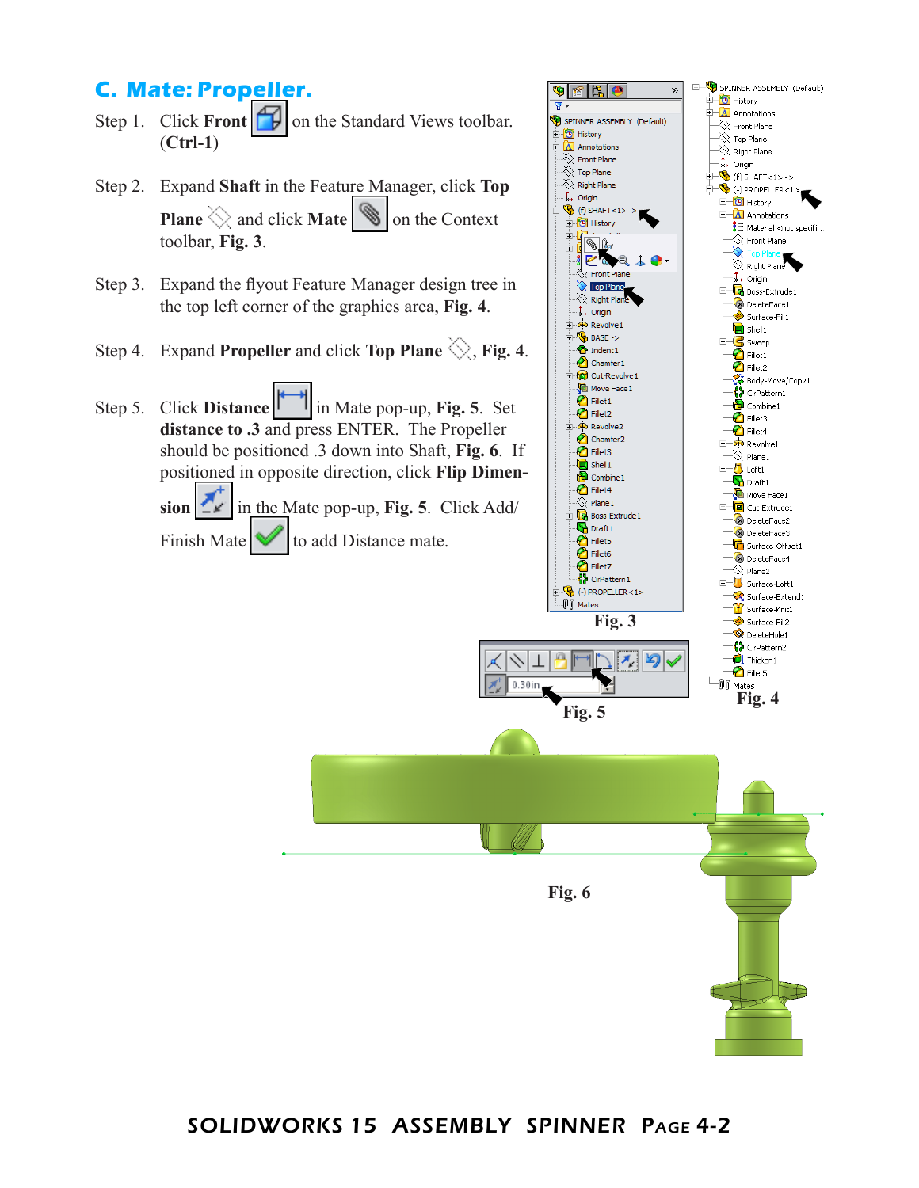## C. Mate: Propeller.

Step 1. Click **Front** on the Standard Views toolbar. **(Ctrl-1)**

Step 2. Expand **Shaft** in the Feature Manager, click **Top Plane** and click **Mate** on the Context toolbar, **Fig. 3**.

Step 3. Expand the flyout Feature Manager design tree in the top left corner of the graphics area, **Fig. 4**.

Step 4. Expand **Propeller** and click **Top Plane**, **Fig. 4**.

Step 5. Click **Distance** in Mate pop-up, **Fig. 5**. Set **distance to .3** and press ENTER. The Propeller should be positioned .3 down into Shaft, **Fig. 6**. If positioned in opposite direction, click **Flip Dimension** in the Mate pop-up, **Fig. 5**. Click Add/Finish Mate to add Distance mate.

**Fig. 3**

**Fig. 4**

**Fig. 5**

**Fig. 6**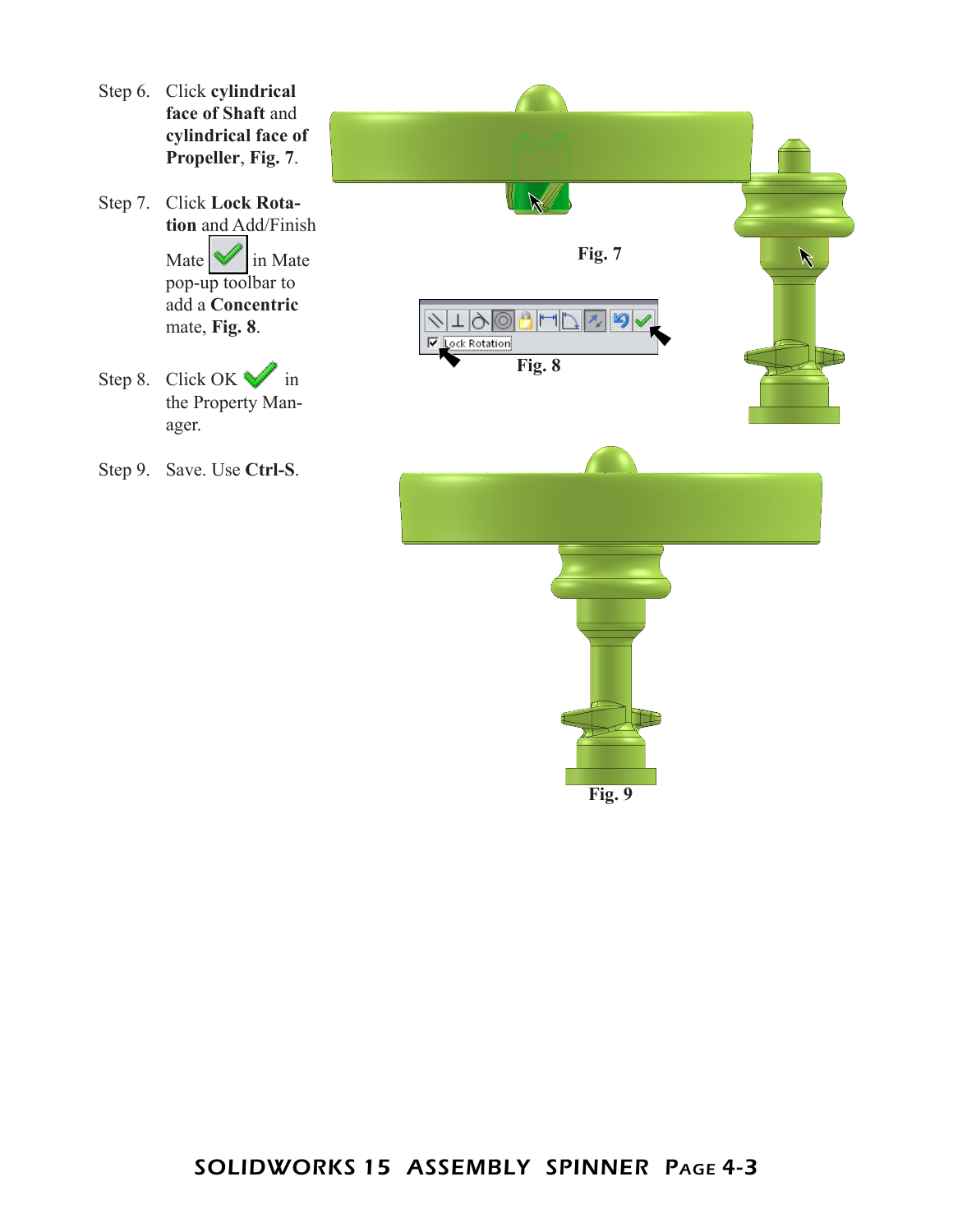Step 6. Click **cylindrical face of Shaft** and **cylindrical face of Propeller**, **Fig. 7**.

Step 7. Click **Lock Rotation** and Add/Finish Mate in Mate pop-up toolbar to add a **Concentric** mate, **Fig. 8**.

Step 8. Click OK in the Property Manager.

Step 9. Save. Use **Ctrl-S**.

**Fig. 7**

Lock Rotation

**Fig. 8**

**Fig. 9**